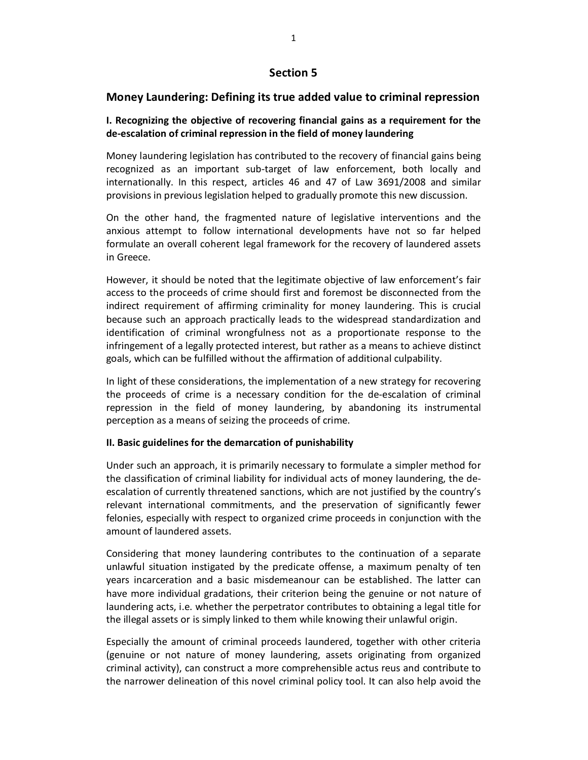# Section 5

## Money Laundering: Defining its true added value to criminal repression

### I. Recognizing the objective of recovering financial gains as a requirement for the de-escalation of criminal repression in the field of money laundering

Money laundering legislation has contributed to the recovery of financial gains being recognized as an important sub-target of law enforcement, both locally and internationally. In this respect, articles 46 and 47 of Law 3691/2008 and similar provisions in previous legislation helped to gradually promote this new discussion.

On the other hand, the fragmented nature of legislative interventions and the anxious attempt to follow international developments have not so far helped formulate an overall coherent legal framework for the recovery of laundered assets in Greece.

However, it should be noted that the legitimate objective of law enforcement's fair access to the proceeds of crime should first and foremost be disconnected from the indirect requirement of affirming criminality for money laundering. This is crucial because such an approach practically leads to the widespread standardization and identification of criminal wrongfulness not as a proportionate response to the infringement of a legally protected interest, but rather as a means to achieve distinct goals, which can be fulfilled without the affirmation of additional culpability.

In light of these considerations, the implementation of a new strategy for recovering the proceeds of crime is a necessary condition for the de-escalation of criminal repression in the field of money laundering, by abandoning its instrumental perception as a means of seizing the proceeds of crime.

### II. Basic guidelines for the demarcation of punishability

Under such an approach, it is primarily necessary to formulate a simpler method for the classification of criminal liability for individual acts of money laundering, the de-escalation of currently threatened sanctions, which are not justified by the country's relevant international commitments, and the preservation of significantly fewer felonies, especially with respect to organized crime proceeds in conjunction with the amount of laundered assets.

Considering that money laundering contributes to the continuation of a separate unlawful situation instigated by the predicate offense, a maximum penalty of ten years incarceration and a basic misdemeanour can be established. The latter can have more individual gradations, their criterion being the genuine or not nature of laundering acts, i.e. whether the perpetrator contributes to obtaining a legal title for the illegal assets or is simply linked to them while knowing their unlawful origin.

Especially the amount of criminal proceeds laundered, together with other criteria (genuine or not nature of money laundering, assets originating from organized criminal activity), can construct a more comprehensible actus reus and contribute to the narrower delineation of this novel criminal policy tool. It can also help avoid the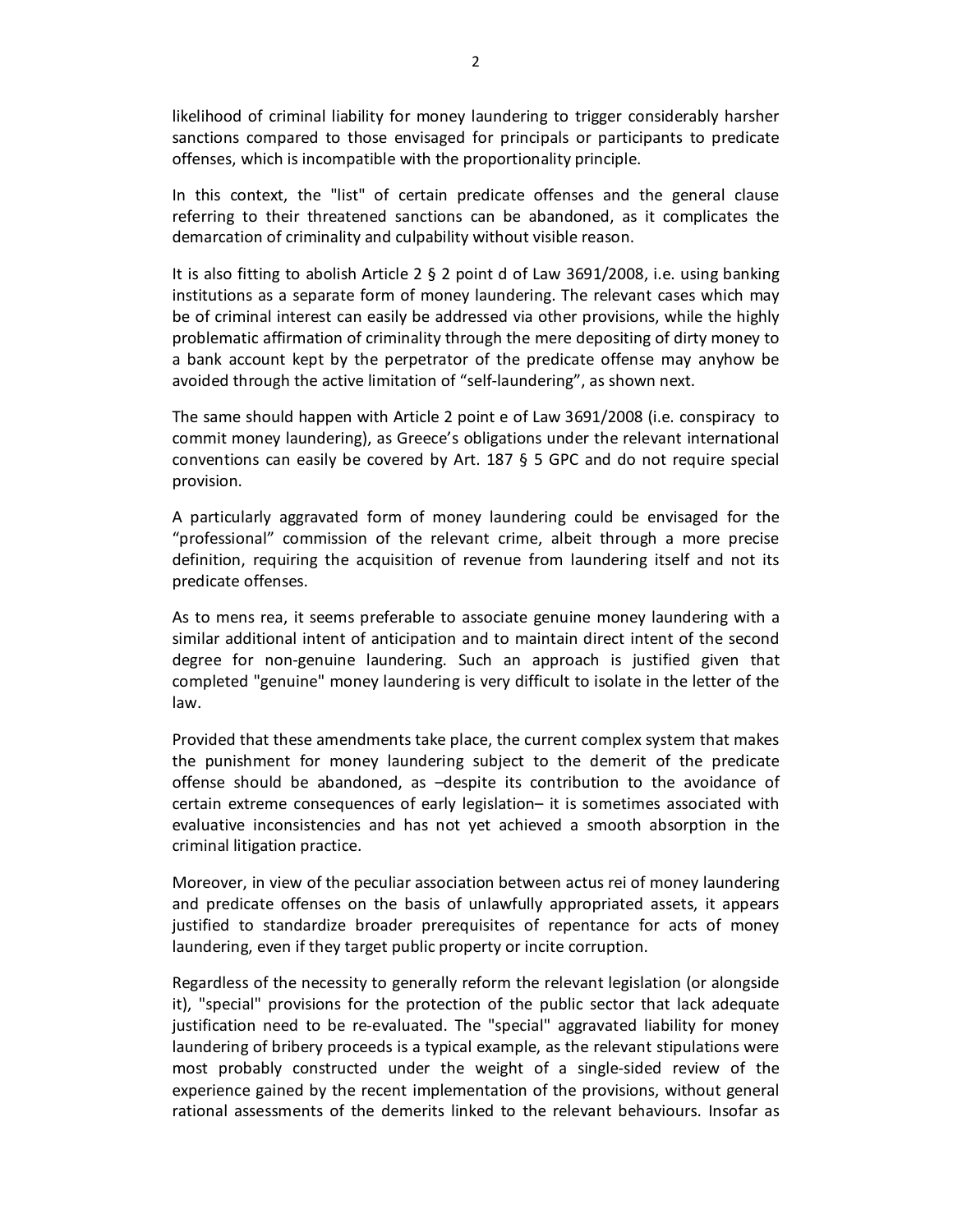likelihood of criminal liability for money laundering to trigger considerably harsher sanctions compared to those envisaged for principals or participants to predicate offenses, which is incompatible with the proportionality principle.

In this context, the "list" of certain predicate offenses and the general clause referring to their threatened sanctions can be abandoned, as it complicates the demarcation of criminality and culpability without visible reason.

It is also fitting to abolish Article 2 § 2 point d of Law 3691/2008, i.e. using banking institutions as a separate form of money laundering. The relevant cases which may be of criminal interest can easily be addressed via other provisions, while the highly problematic affirmation of criminality through the mere depositing of dirty money to a bank account kept by the perpetrator of the predicate offense may anyhow be avoided through the active limitation of "self-laundering", as shown next.

The same should happen with Article 2 point e of Law 3691/2008 (i.e. conspiracy to commit money laundering), as Greece's obligations under the relevant international conventions can easily be covered by Art. 187 § 5 GPC and do not require special provision.

A particularly aggravated form of money laundering could be envisaged for the "professional" commission of the relevant crime, albeit through a more precise definition, requiring the acquisition of revenue from laundering itself and not its predicate offenses.

As to mens rea, it seems preferable to associate genuine money laundering with a similar additional intent of anticipation and to maintain direct intent of the second degree for non-genuine laundering. Such an approach is justified given that completed "genuine" money laundering is very difficult to isolate in the letter of the law.

Provided that these amendments take place, the current complex system that makes the punishment for money laundering subject to the demerit of the predicate offense should be abandoned, as –despite its contribution to the avoidance of certain extreme consequences of early legislation– it is sometimes associated with evaluative inconsistencies and has not yet achieved a smooth absorption in the criminal litigation practice.

Moreover, in view of the peculiar association between actus rei of money laundering and predicate offenses on the basis of unlawfully appropriated assets, it appears justified to standardize broader prerequisites of repentance for acts of money laundering, even if they target public property or incite corruption.

Regardless of the necessity to generally reform the relevant legislation (or alongside it), "special" provisions for the protection of the public sector that lack adequate justification need to be re-evaluated. The "special" aggravated liability for money laundering of bribery proceeds is a typical example, as the relevant stipulations were most probably constructed under the weight of a single-sided review of the experience gained by the recent implementation of the provisions, without general rational assessments of the demerits linked to the relevant behaviours. Insofar as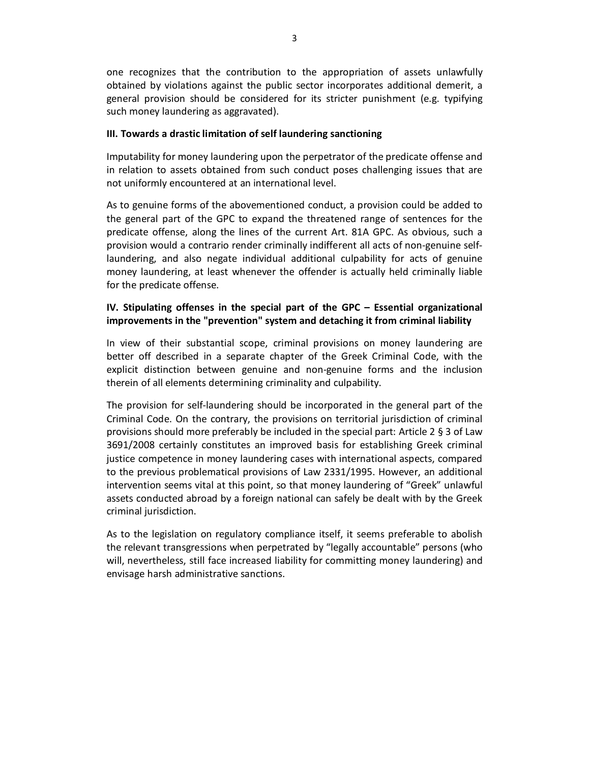one recognizes that the contribution to the appropriation of assets unlawfully obtained by violations against the public sector incorporates additional demerit, a general provision should be considered for its stricter punishment (e.g. typifying such money laundering as aggravated).

**III. Towards a drastic limitation of self laundering sanctioning**

Imputability for money laundering upon the perpetrator of the predicate offense and in relation to assets obtained from such conduct poses challenging issues that are not uniformly encountered at an international level.

As to genuine forms of the abovementioned conduct, a provision could be added to the general part of the GPC to expand the threatened range of sentences for the predicate offense, along the lines of the current Art. 81A GPC. As obvious, such a provision would a contrario render criminally indifferent all acts of non-genuine self-laundering, and also negate individual additional culpability for acts of genuine money laundering, at least whenever the offender is actually held criminally liable for the predicate offense.

**IV. Stipulating offenses in the special part of the GPC – Essential organizational improvements in the "prevention" system and detaching it from criminal liability**

In view of their substantial scope, criminal provisions on money laundering are better off described in a separate chapter of the Greek Criminal Code, with the explicit distinction between genuine and non-genuine forms and the inclusion therein of all elements determining criminality and culpability.

The provision for self-laundering should be incorporated in the general part of the Criminal Code. On the contrary, the provisions on territorial jurisdiction of criminal provisions should more preferably be included in the special part: Article 2 § 3 of Law 3691/2008 certainly constitutes an improved basis for establishing Greek criminal justice competence in money laundering cases with international aspects, compared to the previous problematical provisions of Law 2331/1995. However, an additional intervention seems vital at this point, so that money laundering of "Greek" unlawful assets conducted abroad by a foreign national can safely be dealt with by the Greek criminal jurisdiction.

As to the legislation on regulatory compliance itself, it seems preferable to abolish the relevant transgressions when perpetrated by "legally accountable" persons (who will, nevertheless, still face increased liability for committing money laundering) and envisage harsh administrative sanctions.